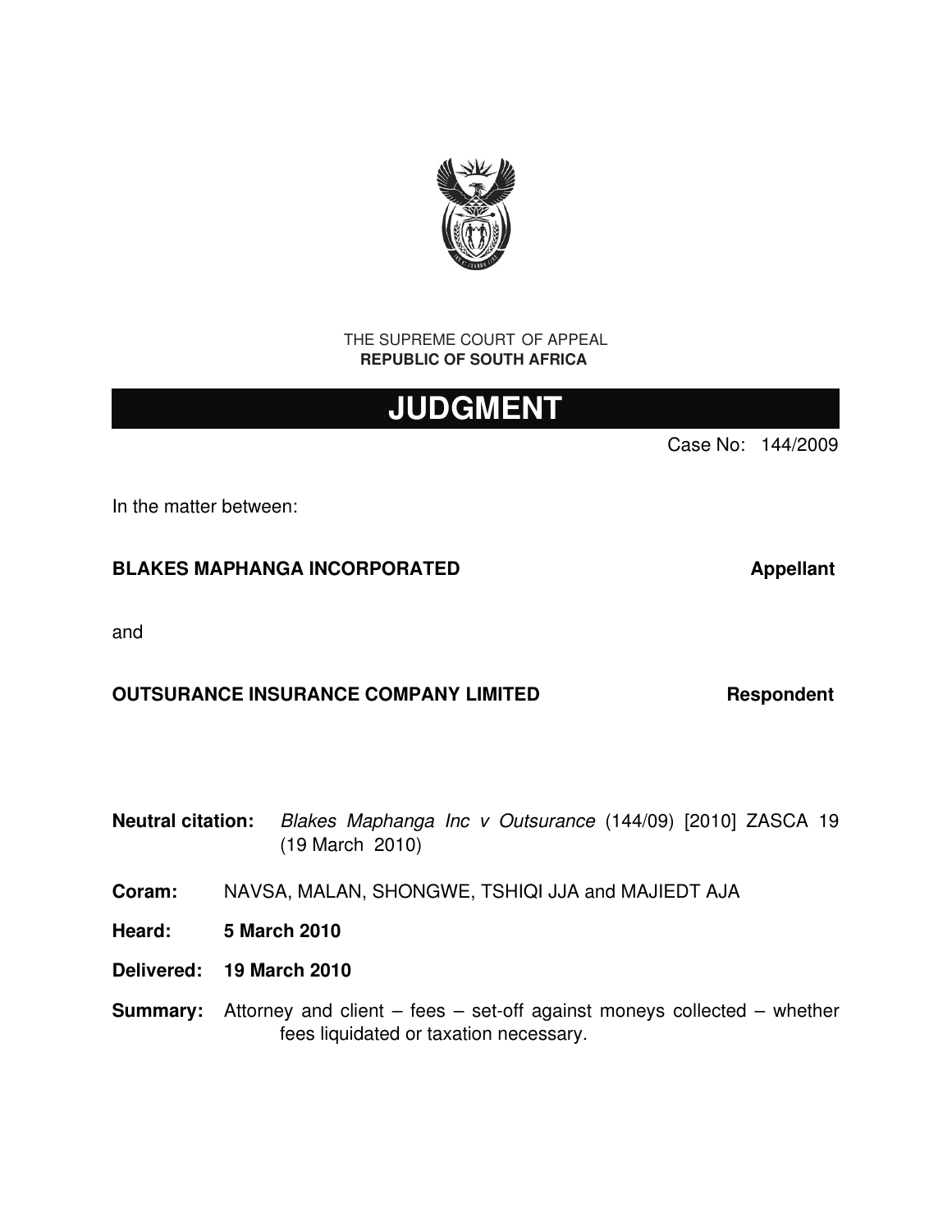THE SUPREME COURT OF APPEAL
**REPUBLIC OF SOUTH AFRICA**

# JUDGMENT

Case No: 144/2009

In the matter between:

**BLAKES MAPHANGA INCORPORATED** **Appellant**

and

**OUTSURANCE INSURANCE COMPANY LIMITED** **Respondent**

**Neutral citation:** *Blakes Maphanga Inc v Outsurance* (144/09) [2010] ZASCA 19 (19 March 2010)

**Coram:** NAVSA, MALAN, SHONGWE, TSHIQI JJA and MAJIEDT AJA

**Heard:** **5 March 2010**

**Delivered:** **19 March 2010**

**Summary:** Attorney and client – fees – set-off against moneys collected – whether fees liquidated or taxation necessary.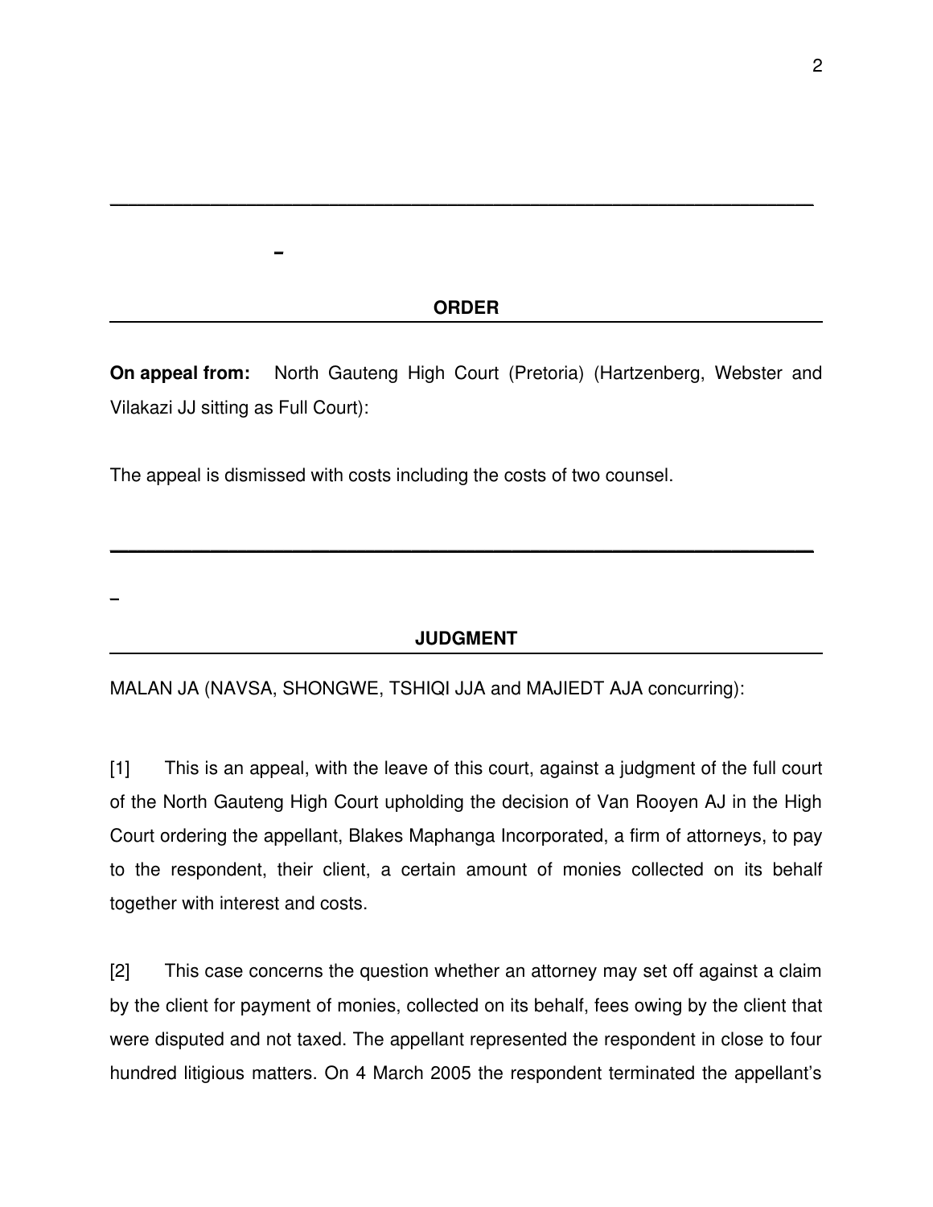## ORDER

**On appeal from:** North Gauteng High Court (Pretoria) (Hartzenberg, Webster and Vilakazi JJ sitting as Full Court):

The appeal is dismissed with costs including the costs of two counsel.

## JUDGMENT

MALAN JA (NAVSA, SHONGWE, TSHIQI JJA and MAJIEDT AJA concurring):

[1] This is an appeal, with the leave of this court, against a judgment of the full court of the North Gauteng High Court upholding the decision of Van Rooyen AJ in the High Court ordering the appellant, Blakes Maphanga Incorporated, a firm of attorneys, to pay to the respondent, their client, a certain amount of monies collected on its behalf together with interest and costs.

[2] This case concerns the question whether an attorney may set off against a claim by the client for payment of monies, collected on its behalf, fees owing by the client that were disputed and not taxed. The appellant represented the respondent in close to four hundred litigious matters. On 4 March 2005 the respondent terminated the appellant's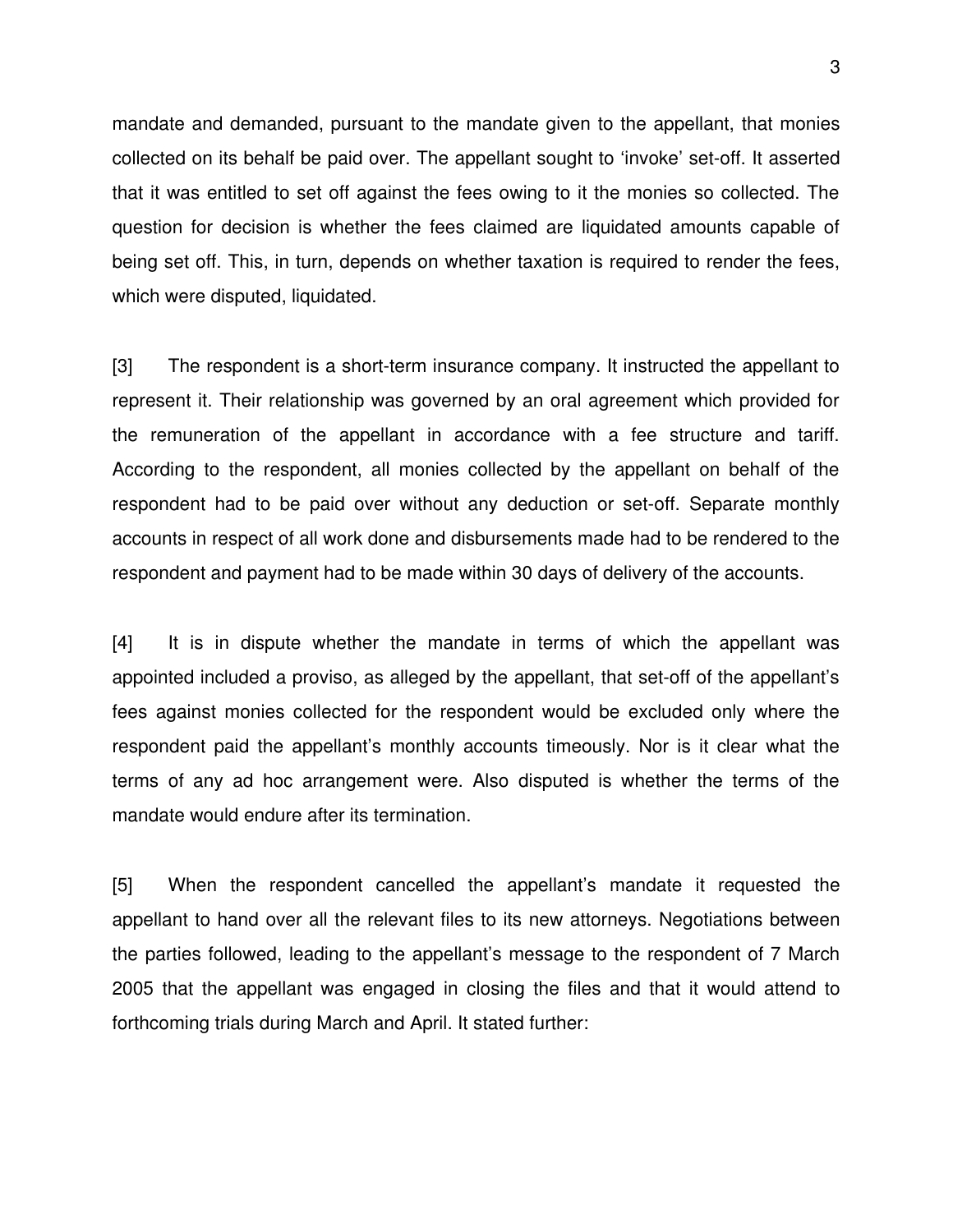mandate and demanded, pursuant to the mandate given to the appellant, that monies collected on its behalf be paid over. The appellant sought to 'invoke' set-off. It asserted that it was entitled to set off against the fees owing to it the monies so collected. The question for decision is whether the fees claimed are liquidated amounts capable of being set off. This, in turn, depends on whether taxation is required to render the fees, which were disputed, liquidated.

[3] The respondent is a short-term insurance company. It instructed the appellant to represent it. Their relationship was governed by an oral agreement which provided for the remuneration of the appellant in accordance with a fee structure and tariff. According to the respondent, all monies collected by the appellant on behalf of the respondent had to be paid over without any deduction or set-off. Separate monthly accounts in respect of all work done and disbursements made had to be rendered to the respondent and payment had to be made within 30 days of delivery of the accounts.

[4] It is in dispute whether the mandate in terms of which the appellant was appointed included a proviso, as alleged by the appellant, that set-off of the appellant's fees against monies collected for the respondent would be excluded only where the respondent paid the appellant's monthly accounts timeously. Nor is it clear what the terms of any ad hoc arrangement were. Also disputed is whether the terms of the mandate would endure after its termination.

[5] When the respondent cancelled the appellant's mandate it requested the appellant to hand over all the relevant files to its new attorneys. Negotiations between the parties followed, leading to the appellant's message to the respondent of 7 March 2005 that the appellant was engaged in closing the files and that it would attend to forthcoming trials during March and April. It stated further: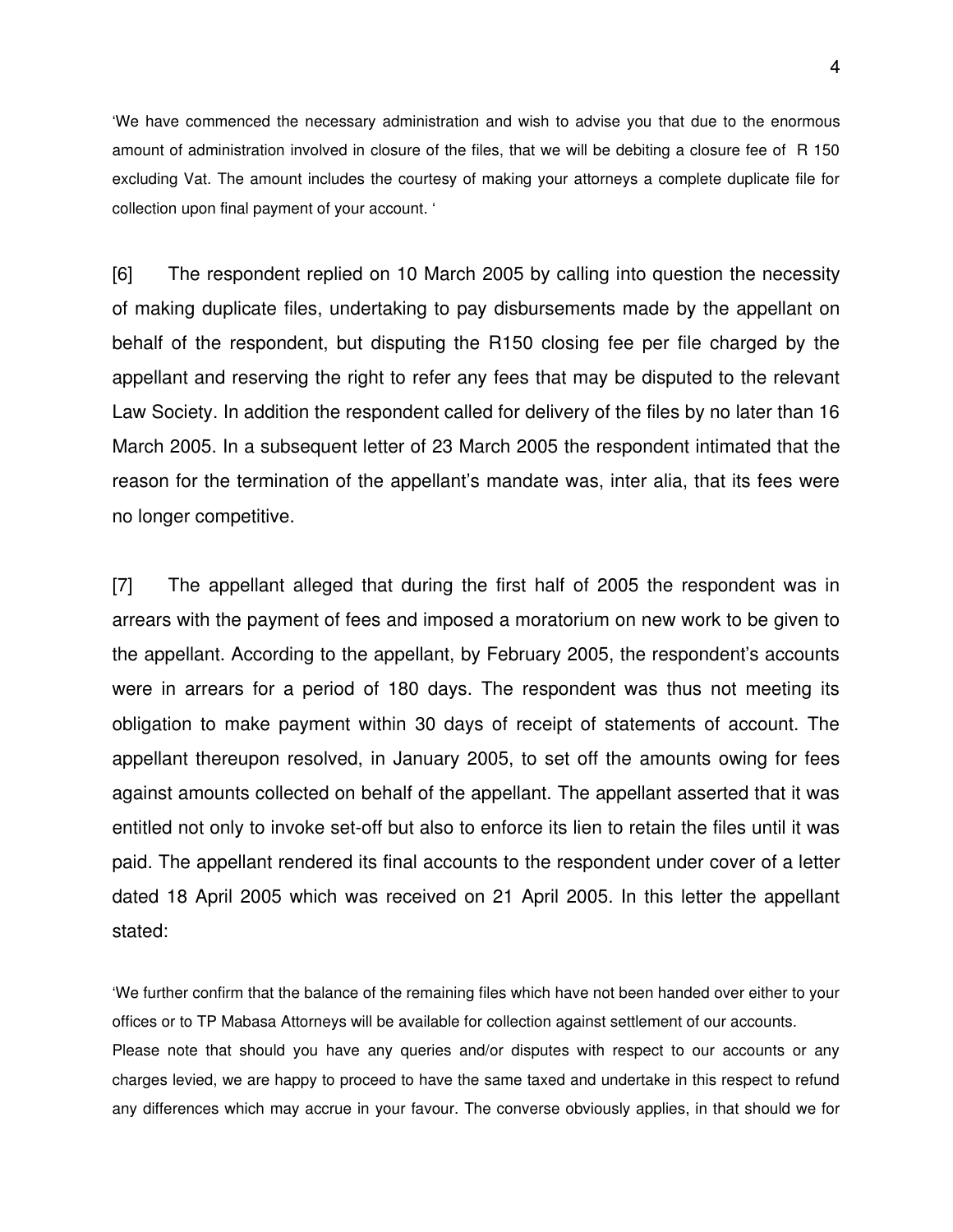'We have commenced the necessary administration and wish to advise you that due to the enormous amount of administration involved in closure of the files, that we will be debiting a closure fee of R 150 excluding Vat. The amount includes the courtesy of making your attorneys a complete duplicate file for collection upon final payment of your account. '

[6] The respondent replied on 10 March 2005 by calling into question the necessity of making duplicate files, undertaking to pay disbursements made by the appellant on behalf of the respondent, but disputing the R150 closing fee per file charged by the appellant and reserving the right to refer any fees that may be disputed to the relevant Law Society. In addition the respondent called for delivery of the files by no later than 16 March 2005. In a subsequent letter of 23 March 2005 the respondent intimated that the reason for the termination of the appellant's mandate was, inter alia, that its fees were no longer competitive.

[7] The appellant alleged that during the first half of 2005 the respondent was in arrears with the payment of fees and imposed a moratorium on new work to be given to the appellant. According to the appellant, by February 2005, the respondent's accounts were in arrears for a period of 180 days. The respondent was thus not meeting its obligation to make payment within 30 days of receipt of statements of account. The appellant thereupon resolved, in January 2005, to set off the amounts owing for fees against amounts collected on behalf of the appellant. The appellant asserted that it was entitled not only to invoke set-off but also to enforce its lien to retain the files until it was paid. The appellant rendered its final accounts to the respondent under cover of a letter dated 18 April 2005 which was received on 21 April 2005. In this letter the appellant stated:

'We further confirm that the balance of the remaining files which have not been handed over either to your offices or to TP Mabasa Attorneys will be available for collection against settlement of our accounts.
Please note that should you have any queries and/or disputes with respect to our accounts or any charges levied, we are happy to proceed to have the same taxed and undertake in this respect to refund any differences which may accrue in your favour. The converse obviously applies, in that should we for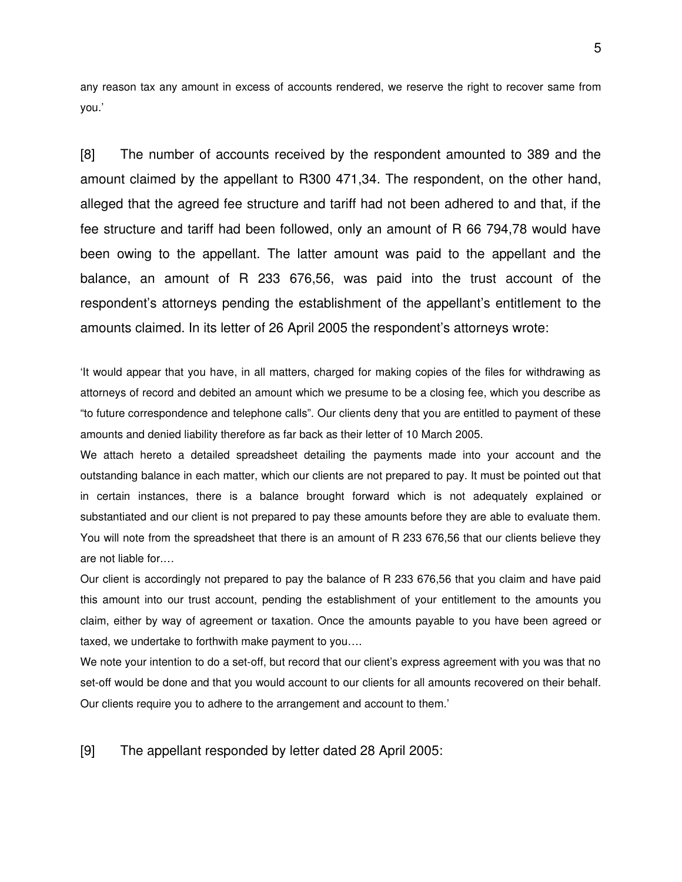any reason tax any amount in excess of accounts rendered, we reserve the right to recover same from you.'

[8] The number of accounts received by the respondent amounted to 389 and the amount claimed by the appellant to R300 471,34. The respondent, on the other hand, alleged that the agreed fee structure and tariff had not been adhered to and that, if the fee structure and tariff had been followed, only an amount of R 66 794,78 would have been owing to the appellant. The latter amount was paid to the appellant and the balance, an amount of R 233 676,56, was paid into the trust account of the respondent's attorneys pending the establishment of the appellant's entitlement to the amounts claimed. In its letter of 26 April 2005 the respondent's attorneys wrote:

'It would appear that you have, in all matters, charged for making copies of the files for withdrawing as attorneys of record and debited an amount which we presume to be a closing fee, which you describe as "to future correspondence and telephone calls". Our clients deny that you are entitled to payment of these amounts and denied liability therefore as far back as their letter of 10 March 2005.

We attach hereto a detailed spreadsheet detailing the payments made into your account and the outstanding balance in each matter, which our clients are not prepared to pay. It must be pointed out that in certain instances, there is a balance brought forward which is not adequately explained or substantiated and our client is not prepared to pay these amounts before they are able to evaluate them. You will note from the spreadsheet that there is an amount of R 233 676,56 that our clients believe they are not liable for….

Our client is accordingly not prepared to pay the balance of R 233 676,56 that you claim and have paid this amount into our trust account, pending the establishment of your entitlement to the amounts you claim, either by way of agreement or taxation. Once the amounts payable to you have been agreed or taxed, we undertake to forthwith make payment to you….

We note your intention to do a set-off, but record that our client's express agreement with you was that no set-off would be done and that you would account to our clients for all amounts recovered on their behalf. Our clients require you to adhere to the arrangement and account to them.'

[9] The appellant responded by letter dated 28 April 2005: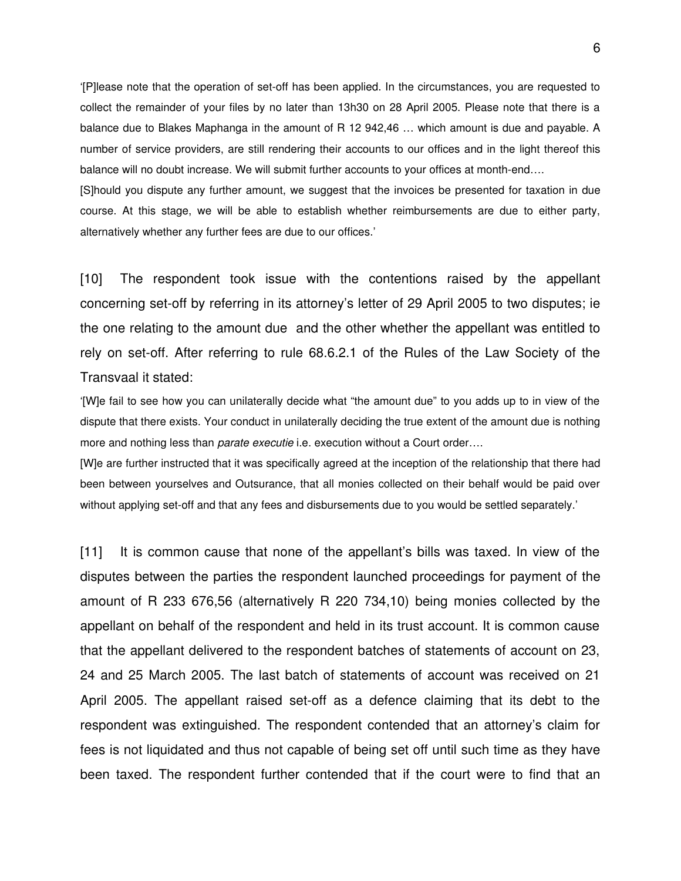'[P]lease note that the operation of set-off has been applied. In the circumstances, you are requested to collect the remainder of your files by no later than 13h30 on 28 April 2005. Please note that there is a balance due to Blakes Maphanga in the amount of R 12 942,46 … which amount is due and payable. A number of service providers, are still rendering their accounts to our offices and in the light thereof this balance will no doubt increase. We will submit further accounts to your offices at month-end….

[S]hould you dispute any further amount, we suggest that the invoices be presented for taxation in due course. At this stage, we will be able to establish whether reimbursements are due to either party, alternatively whether any further fees are due to our offices.'

[10] The respondent took issue with the contentions raised by the appellant concerning set-off by referring in its attorney's letter of 29 April 2005 to two disputes; ie the one relating to the amount due and the other whether the appellant was entitled to rely on set-off. After referring to rule 68.6.2.1 of the Rules of the Law Society of the Transvaal it stated:

'[W]e fail to see how you can unilaterally decide what "the amount due" to you adds up to in view of the dispute that there exists. Your conduct in unilaterally deciding the true extent of the amount due is nothing more and nothing less than *parate executie* i.e. execution without a Court order….

[W]e are further instructed that it was specifically agreed at the inception of the relationship that there had been between yourselves and Outsurance, that all monies collected on their behalf would be paid over without applying set-off and that any fees and disbursements due to you would be settled separately.'

[11] It is common cause that none of the appellant's bills was taxed. In view of the disputes between the parties the respondent launched proceedings for payment of the amount of R 233 676,56 (alternatively R 220 734,10) being monies collected by the appellant on behalf of the respondent and held in its trust account. It is common cause that the appellant delivered to the respondent batches of statements of account on 23, 24 and 25 March 2005. The last batch of statements of account was received on 21 April 2005. The appellant raised set-off as a defence claiming that its debt to the respondent was extinguished. The respondent contended that an attorney's claim for fees is not liquidated and thus not capable of being set off until such time as they have been taxed. The respondent further contended that if the court were to find that an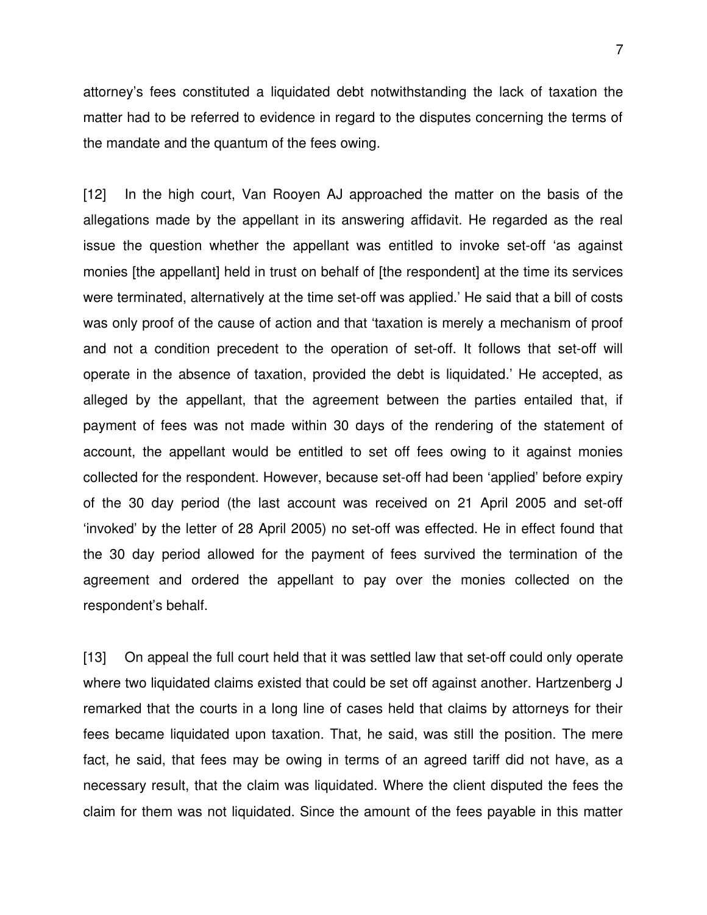attorney's fees constituted a liquidated debt notwithstanding the lack of taxation the matter had to be referred to evidence in regard to the disputes concerning the terms of the mandate and the quantum of the fees owing.

[12] In the high court, Van Rooyen AJ approached the matter on the basis of the allegations made by the appellant in its answering affidavit. He regarded as the real issue the question whether the appellant was entitled to invoke set-off 'as against monies [the appellant] held in trust on behalf of [the respondent] at the time its services were terminated, alternatively at the time set-off was applied.' He said that a bill of costs was only proof of the cause of action and that 'taxation is merely a mechanism of proof and not a condition precedent to the operation of set-off. It follows that set-off will operate in the absence of taxation, provided the debt is liquidated.' He accepted, as alleged by the appellant, that the agreement between the parties entailed that, if payment of fees was not made within 30 days of the rendering of the statement of account, the appellant would be entitled to set off fees owing to it against monies collected for the respondent. However, because set-off had been 'applied' before expiry of the 30 day period (the last account was received on 21 April 2005 and set-off 'invoked' by the letter of 28 April 2005) no set-off was effected. He in effect found that the 30 day period allowed for the payment of fees survived the termination of the agreement and ordered the appellant to pay over the monies collected on the respondent's behalf.

[13] On appeal the full court held that it was settled law that set-off could only operate where two liquidated claims existed that could be set off against another. Hartzenberg J remarked that the courts in a long line of cases held that claims by attorneys for their fees became liquidated upon taxation. That, he said, was still the position. The mere fact, he said, that fees may be owing in terms of an agreed tariff did not have, as a necessary result, that the claim was liquidated. Where the client disputed the fees the claim for them was not liquidated. Since the amount of the fees payable in this matter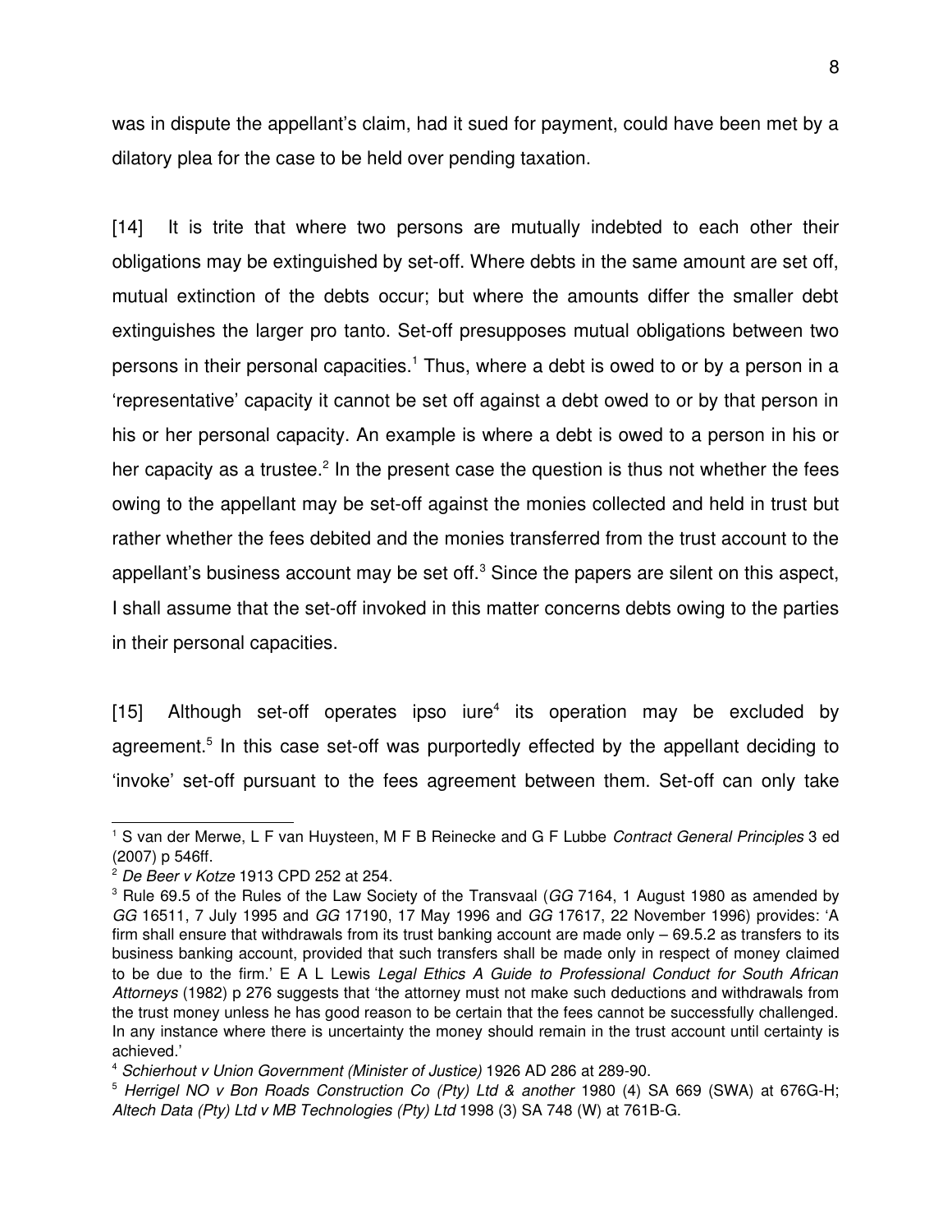was in dispute the appellant's claim, had it sued for payment, could have been met by a dilatory plea for the case to be held over pending taxation.

[14] It is trite that where two persons are mutually indebted to each other their obligations may be extinguished by set-off. Where debts in the same amount are set off, mutual extinction of the debts occur; but where the amounts differ the smaller debt extinguishes the larger pro tanto. Set-off presupposes mutual obligations between two persons in their personal capacities.[1] Thus, where a debt is owed to or by a person in a 'representative' capacity it cannot be set off against a debt owed to or by that person in his or her personal capacity. An example is where a debt is owed to a person in his or her capacity as a trustee.[2] In the present case the question is thus not whether the fees owing to the appellant may be set-off against the monies collected and held in trust but rather whether the fees debited and the monies transferred from the trust account to the appellant's business account may be set off.[3] Since the papers are silent on this aspect, I shall assume that the set-off invoked in this matter concerns debts owing to the parties in their personal capacities.

[15] Although set-off operates ipso iure[4] its operation may be excluded by agreement.[5] In this case set-off was purportedly effected by the appellant deciding to 'invoke' set-off pursuant to the fees agreement between them. Set-off can only take

---

[1] S van der Merwe, L F van Huysteen, M F B Reinecke and G F Lubbe *Contract General Principles* 3 ed (2007) p 546ff.

[2] *De Beer v Kotze* 1913 CPD 252 at 254.

[3] Rule 69.5 of the Rules of the Law Society of the Transvaal (*GG* 7164, 1 August 1980 as amended by *GG* 16511, 7 July 1995 and *GG* 17190, 17 May 1996 and *GG* 17617, 22 November 1996) provides: 'A firm shall ensure that withdrawals from its trust banking account are made only – 69.5.2 as transfers to its business banking account, provided that such transfers shall be made only in respect of money claimed to be due to the firm.' E A L Lewis *Legal Ethics A Guide to Professional Conduct for South African Attorneys* (1982) p 276 suggests that 'the attorney must not make such deductions and withdrawals from the trust money unless he has good reason to be certain that the fees cannot be successfully challenged. In any instance where there is uncertainty the money should remain in the trust account until certainty is achieved.'

[4] *Schierhout v Union Government (Minister of Justice)* 1926 AD 286 at 289-90.

[5] *Herrigel NO v Bon Roads Construction Co (Pty) Ltd & another* 1980 (4) SA 669 (SWA) at 676G-H; *Altech Data (Pty) Ltd v MB Technologies (Pty) Ltd* 1998 (3) SA 748 (W) at 761B-G.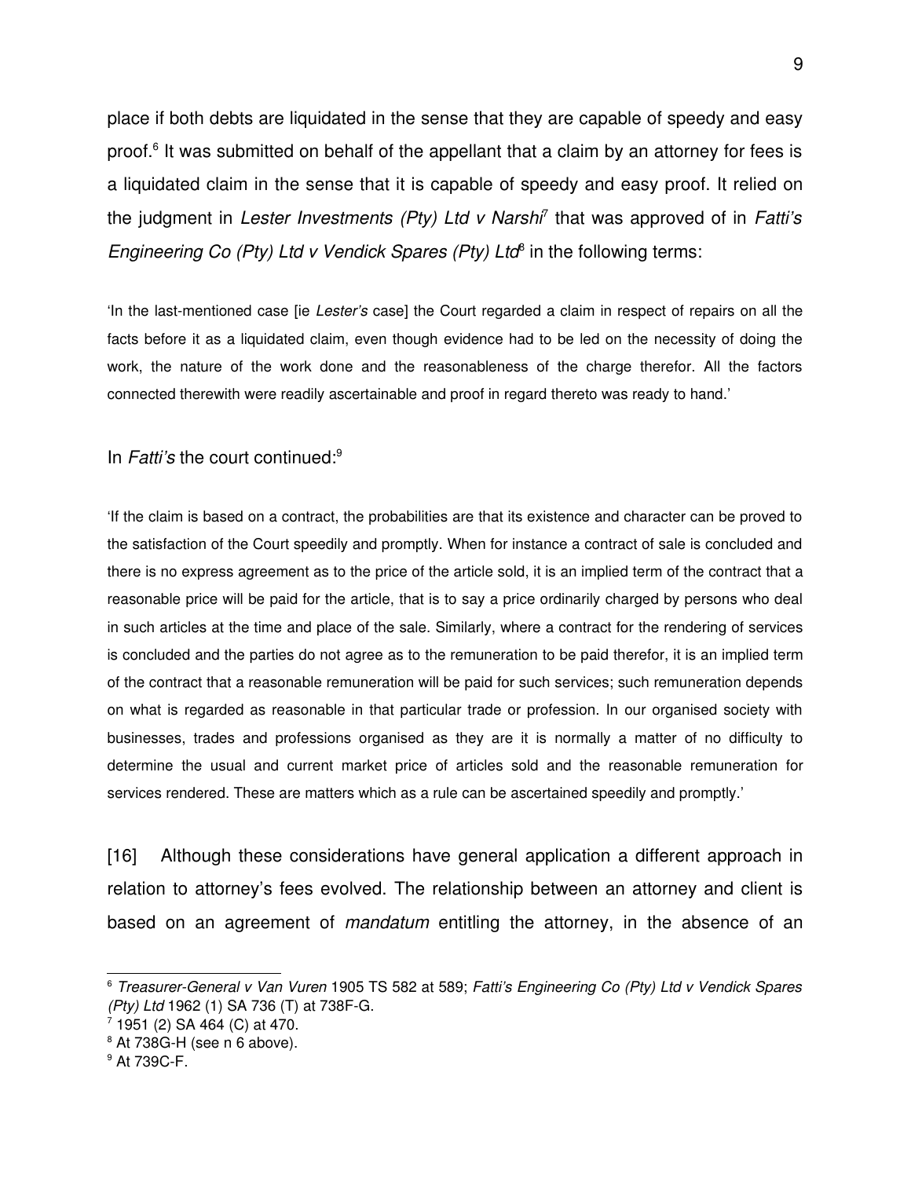place if both debts are liquidated in the sense that they are capable of speedy and easy proof.[6] It was submitted on behalf of the appellant that a claim by an attorney for fees is a liquidated claim in the sense that it is capable of speedy and easy proof. It relied on the judgment in *Lester Investments (Pty) Ltd v Narshi*[7] that was approved of in *Fatti's Engineering Co (Pty) Ltd v Vendick Spares (Pty) Ltd*[8] in the following terms:

> 'In the last-mentioned case [ie *Lester's* case] the Court regarded a claim in respect of repairs on all the facts before it as a liquidated claim, even though evidence had to be led on the necessity of doing the work, the nature of the work done and the reasonableness of the charge therefor. All the factors connected therewith were readily ascertainable and proof in regard thereto was ready to hand.'

In *Fatti's* the court continued:[9]

> 'If the claim is based on a contract, the probabilities are that its existence and character can be proved to the satisfaction of the Court speedily and promptly. When for instance a contract of sale is concluded and there is no express agreement as to the price of the article sold, it is an implied term of the contract that a reasonable price will be paid for the article, that is to say a price ordinarily charged by persons who deal in such articles at the time and place of the sale. Similarly, where a contract for the rendering of services is concluded and the parties do not agree as to the remuneration to be paid therefor, it is an implied term of the contract that a reasonable remuneration will be paid for such services; such remuneration depends on what is regarded as reasonable in that particular trade or profession. In our organised society with businesses, trades and professions organised as they are it is normally a matter of no difficulty to determine the usual and current market price of articles sold and the reasonable remuneration for services rendered. These are matters which as a rule can be ascertained speedily and promptly.'

[16] Although these considerations have general application a different approach in relation to attorney's fees evolved. The relationship between an attorney and client is based on an agreement of *mandatum* entitling the attorney, in the absence of an

---

[6] *Treasurer-General v Van Vuren* 1905 TS 582 at 589; *Fatti's Engineering Co (Pty) Ltd v Vendick Spares (Pty) Ltd* 1962 (1) SA 736 (T) at 738F-G.

[7] 1951 (2) SA 464 (C) at 470.

[8] At 738G-H (see n 6 above).

[9] At 739C-F.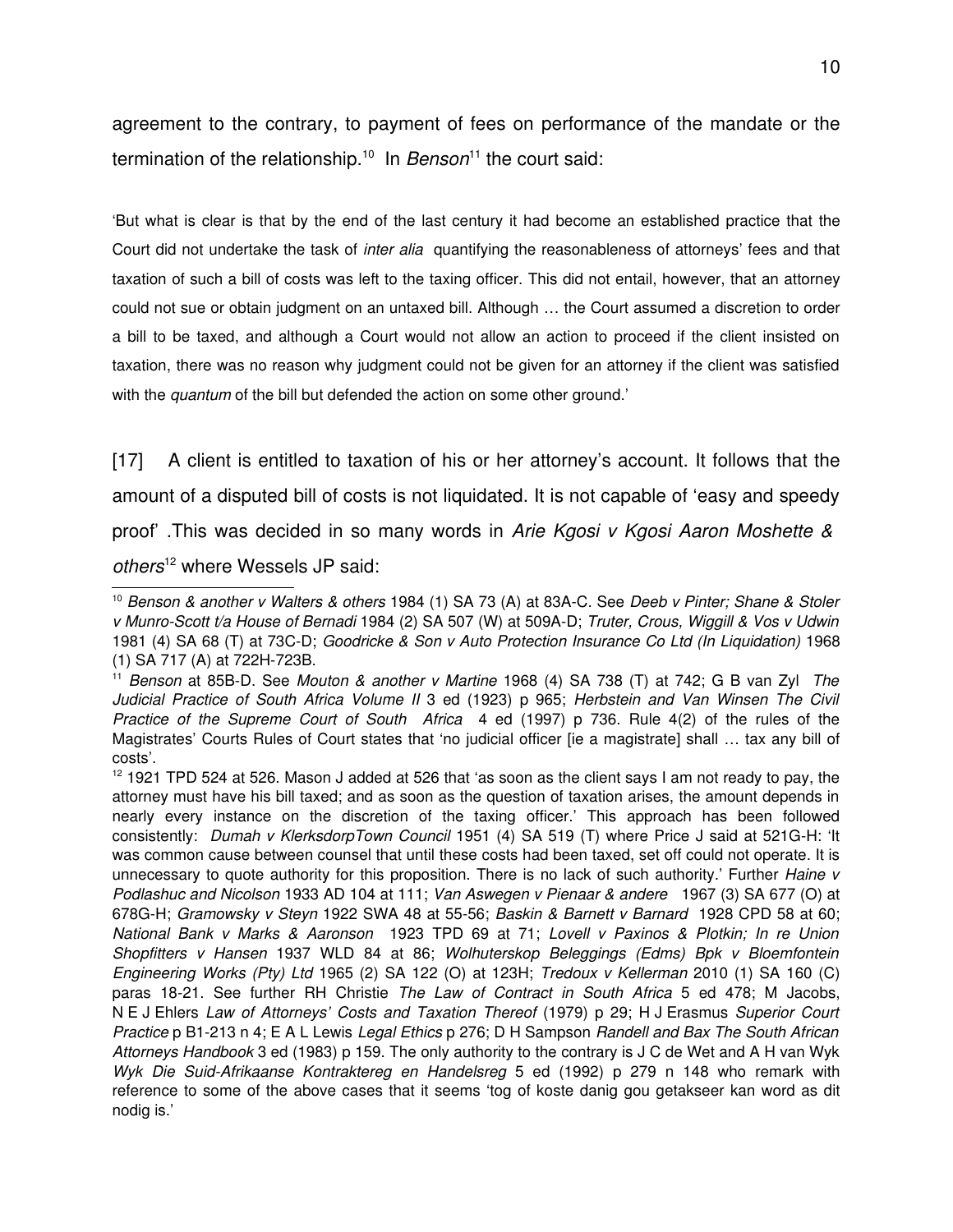agreement to the contrary, to payment of fees on performance of the mandate or the termination of the relationship.[10] In *Benson*[11] the court said:

> 'But what is clear is that by the end of the last century it had become an established practice that the Court did not undertake the task of *inter alia* quantifying the reasonableness of attorneys' fees and that taxation of such a bill of costs was left to the taxing officer. This did not entail, however, that an attorney could not sue or obtain judgment on an untaxed bill. Although … the Court assumed a discretion to order a bill to be taxed, and although a Court would not allow an action to proceed if the client insisted on taxation, there was no reason why judgment could not be given for an attorney if the client was satisfied with the *quantum* of the bill but defended the action on some other ground.'

[17] A client is entitled to taxation of his or her attorney's account. It follows that the amount of a disputed bill of costs is not liquidated. It is not capable of 'easy and speedy proof' .This was decided in so many words in *Arie Kgosi v Kgosi Aaron Moshette & others*[12] where Wessels JP said:

---

[10] *Benson & another v Walters & others* 1984 (1) SA 73 (A) at 83A-C. See *Deeb v Pinter; Shane & Stoler v Munro-Scott t/a House of Bernadi* 1984 (2) SA 507 (W) at 509A-D; *Truter, Crous, Wiggill & Vos v Udwin* 1981 (4) SA 68 (T) at 73C-D; *Goodricke & Son v Auto Protection Insurance Co Ltd (In Liquidation)* 1968 (1) SA 717 (A) at 722H-723B.

[11] *Benson* at 85B-D. See *Mouton & another v Martine* 1968 (4) SA 738 (T) at 742; G B van Zyl *The Judicial Practice of South Africa Volume II* 3 ed (1923) p 965; *Herbstein and Van Winsen The Civil Practice of the Supreme Court of South Africa* 4 ed (1997) p 736. Rule 4(2) of the rules of the Magistrates' Courts Rules of Court states that 'no judicial officer [ie a magistrate] shall … tax any bill of costs'.

[12] 1921 TPD 524 at 526. Mason J added at 526 that 'as soon as the client says I am not ready to pay, the attorney must have his bill taxed; and as soon as the question of taxation arises, the amount depends in nearly every instance on the discretion of the taxing officer.' This approach has been followed consistently: *Dumah v KlerksdorpTown Council* 1951 (4) SA 519 (T) where Price J said at 521G-H: 'It was common cause between counsel that until these costs had been taxed, set off could not operate. It is unnecessary to quote authority for this proposition. There is no lack of such authority.' Further *Haine v Podlashuc and Nicolson* 1933 AD 104 at 111; *Van Aswegen v Pienaar & andere* 1967 (3) SA 677 (O) at 678G-H; *Gramowsky v Steyn* 1922 SWA 48 at 55-56; *Baskin & Barnett v Barnard* 1928 CPD 58 at 60; *National Bank v Marks & Aaronson* 1923 TPD 69 at 71; *Lovell v Paxinos & Plotkin; In re Union Shopfitters v Hansen* 1937 WLD 84 at 86; *Wolhuterskop Beleggings (Edms) Bpk v Bloemfontein Engineering Works (Pty) Ltd* 1965 (2) SA 122 (O) at 123H; *Tredoux v Kellerman* 2010 (1) SA 160 (C) paras 18-21. See further RH Christie *The Law of Contract in South Africa* 5 ed 478; M Jacobs, N E J Ehlers *Law of Attorneys' Costs and Taxation Thereof* (1979) p 29; H J Erasmus *Superior Court Practice* p B1-213 n 4; E A L Lewis *Legal Ethics* p 276; D H Sampson *Randell and Bax The South African Attorneys Handbook* 3 ed (1983) p 159. The only authority to the contrary is J C de Wet and A H van Wyk *Wyk Die Suid-Afrikaanse Kontraktereg en Handelsreg* 5 ed (1992) p 279 n 148 who remark with reference to some of the above cases that it seems 'tog of koste danig gou getakseer kan word as dit nodig is.'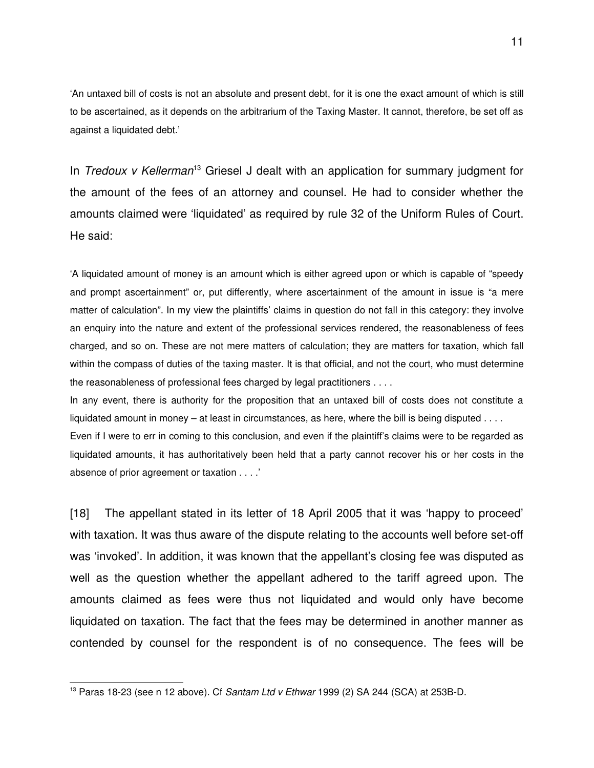'An untaxed bill of costs is not an absolute and present debt, for it is one the exact amount of which is still to be ascertained, as it depends on the arbitrarium of the Taxing Master. It cannot, therefore, be set off as against a liquidated debt.'

In *Tredoux v Kellerman*[13] Griesel J dealt with an application for summary judgment for the amount of the fees of an attorney and counsel. He had to consider whether the amounts claimed were 'liquidated' as required by rule 32 of the Uniform Rules of Court. He said:

'A liquidated amount of money is an amount which is either agreed upon or which is capable of "speedy and prompt ascertainment" or, put differently, where ascertainment of the amount in issue is "a mere matter of calculation". In my view the plaintiffs' claims in question do not fall in this category: they involve an enquiry into the nature and extent of the professional services rendered, the reasonableness of fees charged, and so on. These are not mere matters of calculation; they are matters for taxation, which fall within the compass of duties of the taxing master. It is that official, and not the court, who must determine the reasonableness of professional fees charged by legal practitioners . . . .

In any event, there is authority for the proposition that an untaxed bill of costs does not constitute a liquidated amount in money – at least in circumstances, as here, where the bill is being disputed . . . .

Even if I were to err in coming to this conclusion, and even if the plaintiff's claims were to be regarded as liquidated amounts, it has authoritatively been held that a party cannot recover his or her costs in the absence of prior agreement or taxation . . . .'

[18] The appellant stated in its letter of 18 April 2005 that it was 'happy to proceed' with taxation. It was thus aware of the dispute relating to the accounts well before set-off was 'invoked'. In addition, it was known that the appellant's closing fee was disputed as well as the question whether the appellant adhered to the tariff agreed upon. The amounts claimed as fees were thus not liquidated and would only have become liquidated on taxation. The fact that the fees may be determined in another manner as contended by counsel for the respondent is of no consequence. The fees will be

[13] Paras 18-23 (see n 12 above). Cf *Santam Ltd v Ethwar* 1999 (2) SA 244 (SCA) at 253B-D.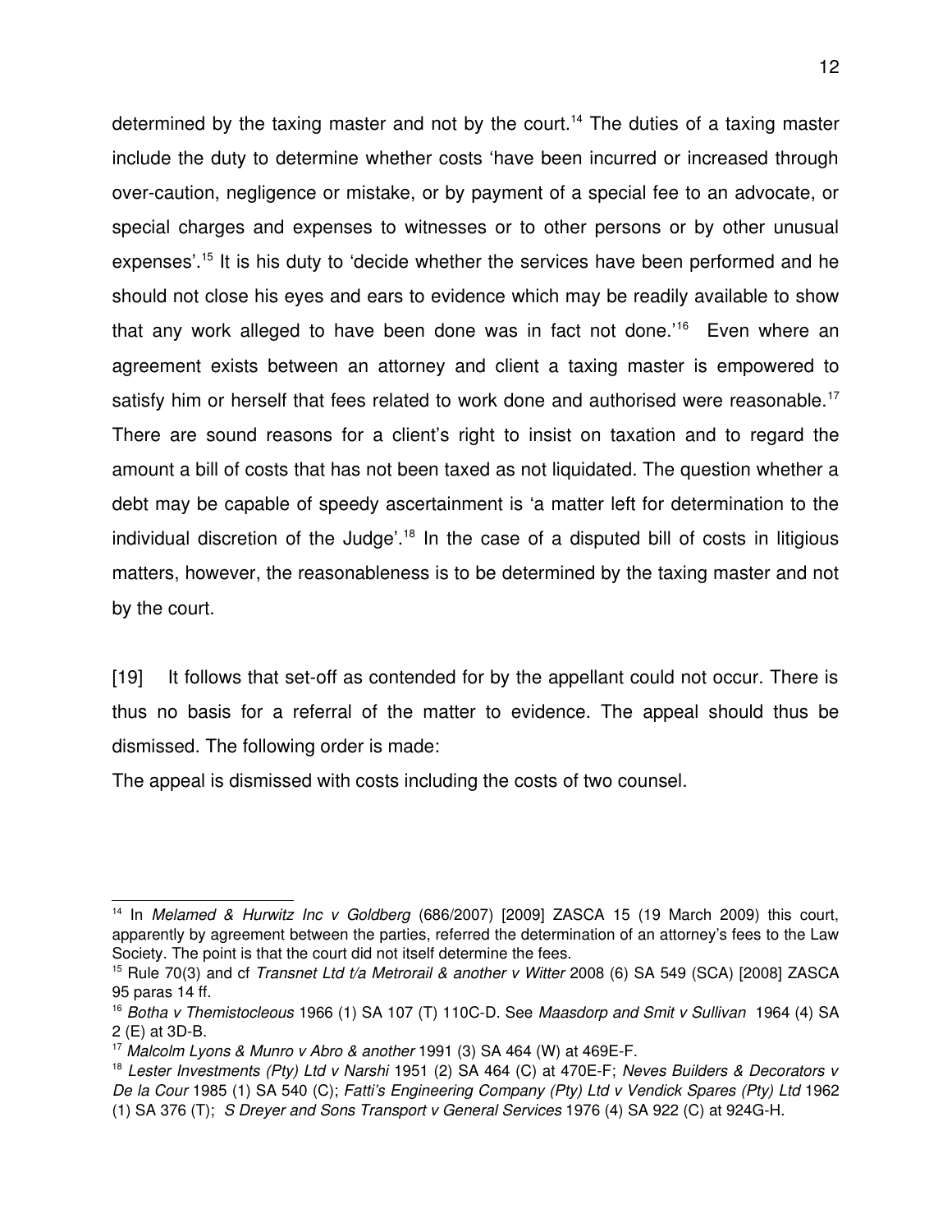determined by the taxing master and not by the court.[14] The duties of a taxing master include the duty to determine whether costs 'have been incurred or increased through over-caution, negligence or mistake, or by payment of a special fee to an advocate, or special charges and expenses to witnesses or to other persons or by other unusual expenses'.[15] It is his duty to 'decide whether the services have been performed and he should not close his eyes and ears to evidence which may be readily available to show that any work alleged to have been done was in fact not done.'[16] Even where an agreement exists between an attorney and client a taxing master is empowered to satisfy him or herself that fees related to work done and authorised were reasonable.[17] There are sound reasons for a client's right to insist on taxation and to regard the amount a bill of costs that has not been taxed as not liquidated. The question whether a debt may be capable of speedy ascertainment is 'a matter left for determination to the individual discretion of the Judge'.[18] In the case of a disputed bill of costs in litigious matters, however, the reasonableness is to be determined by the taxing master and not by the court.

[19] It follows that set-off as contended for by the appellant could not occur. There is thus no basis for a referral of the matter to evidence. The appeal should thus be dismissed. The following order is made:

The appeal is dismissed with costs including the costs of two counsel.

---

[14] In *Melamed & Hurwitz Inc v Goldberg* (686/2007) [2009] ZASCA 15 (19 March 2009) this court, apparently by agreement between the parties, referred the determination of an attorney's fees to the Law Society. The point is that the court did not itself determine the fees.

[15] Rule 70(3) and cf *Transnet Ltd t/a Metrorail & another v Witter* 2008 (6) SA 549 (SCA) [2008] ZASCA 95 paras 14 ff.

[16] *Botha v Themistocleous* 1966 (1) SA 107 (T) 110C-D. See *Maasdorp and Smit v Sullivan* 1964 (4) SA 2 (E) at 3D-B.

[17] *Malcolm Lyons & Munro v Abro & another* 1991 (3) SA 464 (W) at 469E-F.

[18] *Lester Investments (Pty) Ltd v Narshi* 1951 (2) SA 464 (C) at 470E-F; *Neves Builders & Decorators v De la Cour* 1985 (1) SA 540 (C); *Fatti's Engineering Company (Pty) Ltd v Vendick Spares (Pty) Ltd* 1962 (1) SA 376 (T); *S Dreyer and Sons Transport v General Services* 1976 (4) SA 922 (C) at 924G-H.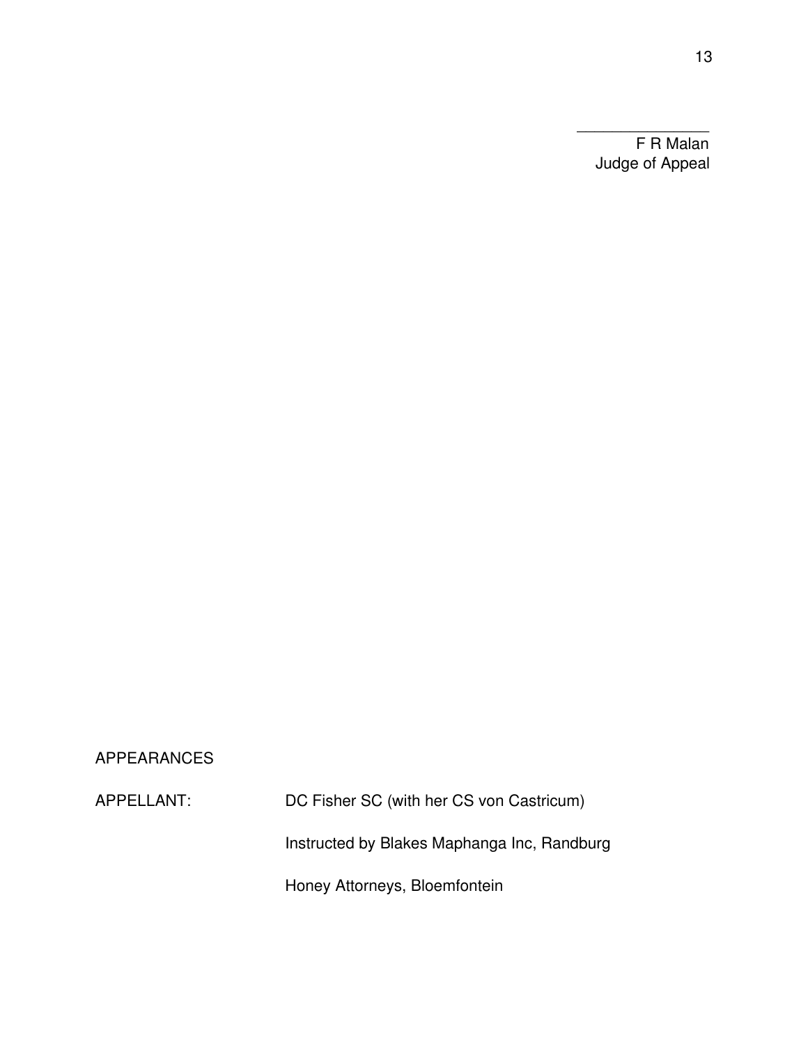F R Malan
Judge of Appeal

APPEARANCES

APPELLANT: DC Fisher SC (with her CS von Castricum)

Instructed by Blakes Maphanga Inc, Randburg

Honey Attorneys, Bloemfontein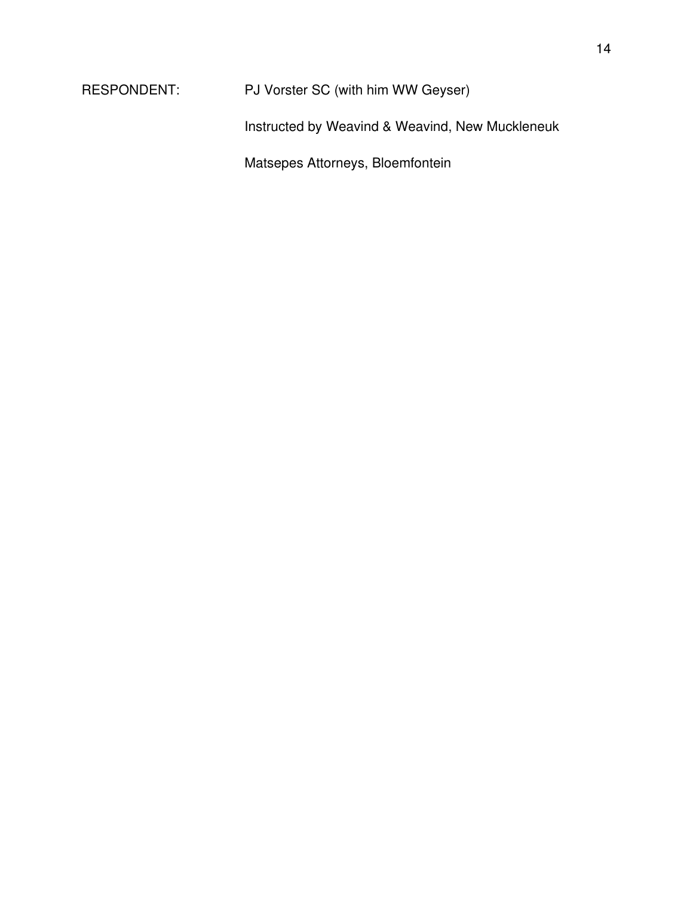RESPONDENT: PJ Vorster SC (with him WW Geyser)

Instructed by Weavind & Weavind, New Muckleneuk

Matsepes Attorneys, Bloemfontein